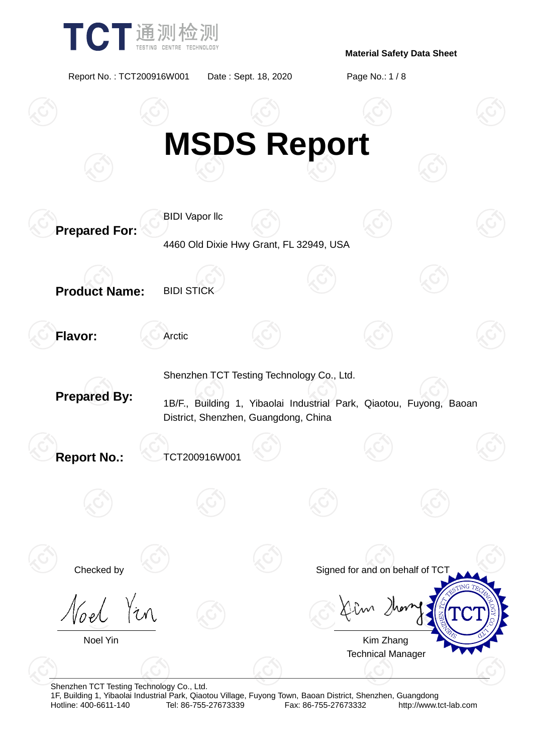TCT 通测检测 TESTING CENTRE TECHNOLOGY

**Material Safety Data Sheet**

Report No. : TCT200916W001 Date : Sept. 18, 2020

# MSDS Report

**Prepared For:** BIDI Vapor llc

4460 Old Dixie Hwy Grant, FL 32949, USA

**Product Name:** BIDI STICK

**Flavor:** Arctic

**Prepared By:** Shenzhen TCT Testing Technology Co., Ltd.

1B/F., Building 1, Yibaolai Industrial Park, Qiaotou, Fuyong, Baoan District, Shenzhen, Guangdong, China

**Report No.:** TCT200916W001

Checked by

Noel Yin

Signed for and on behalf of TCT

Kim Zhang
Technical Manager

Shenzhen TCT Testing Technology Co., Ltd.
1F, Building 1, Yibaolai Industrial Park, Qiaotou Village, Fuyong Town, Baoan District, Shenzhen, Guangdong
Hotline: 400-6611-140 Tel: 86-755-27673339 Fax: 86-755-27673332 http://www.tct-lab.com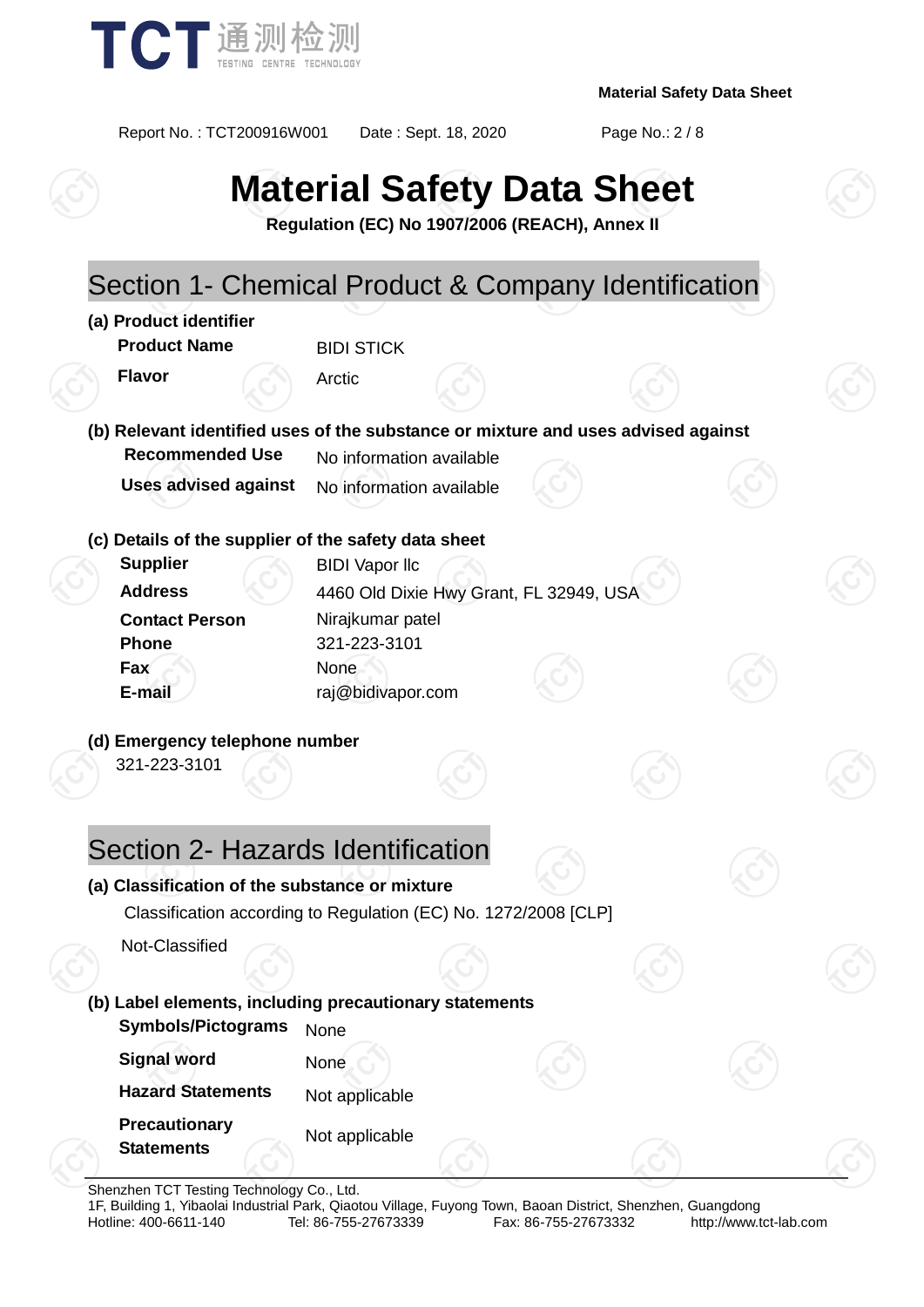# Material Safety Data Sheet

**Regulation (EC) No 1907/2006 (REACH), Annex II**

## Section 1- Chemical Product & Company Identification

**(a) Product identifier**

| | |
|---|---|
| **Product Name** | BIDI STICK |
| **Flavor** | Arctic |

**(b) Relevant identified uses of the substance or mixture and uses advised against**

| | |
|---|---|
| **Recommended Use** | No information available |
| **Uses advised against** | No information available |

**(c) Details of the supplier of the safety data sheet**

| | |
|---|---|
| **Supplier** | BIDI Vapor llc |
| **Address** | 4460 Old Dixie Hwy Grant, FL 32949, USA |
| **Contact Person** | Nirajkumar patel |
| **Phone** | 321-223-3101 |
| **Fax** | None |
| **E-mail** | raj@bidivapor.com |

**(d) Emergency telephone number**

321-223-3101

## Section 2- Hazards Identification

**(a) Classification of the substance or mixture**

Classification according to Regulation (EC) No. 1272/2008 [CLP]

Not-Classified

**(b) Label elements, including precautionary statements**

| | |
|---|---|
| **Symbols/Pictograms** | None |
| **Signal word** | None |
| **Hazard Statements** | Not applicable |
| **Precautionary Statements** | Not applicable |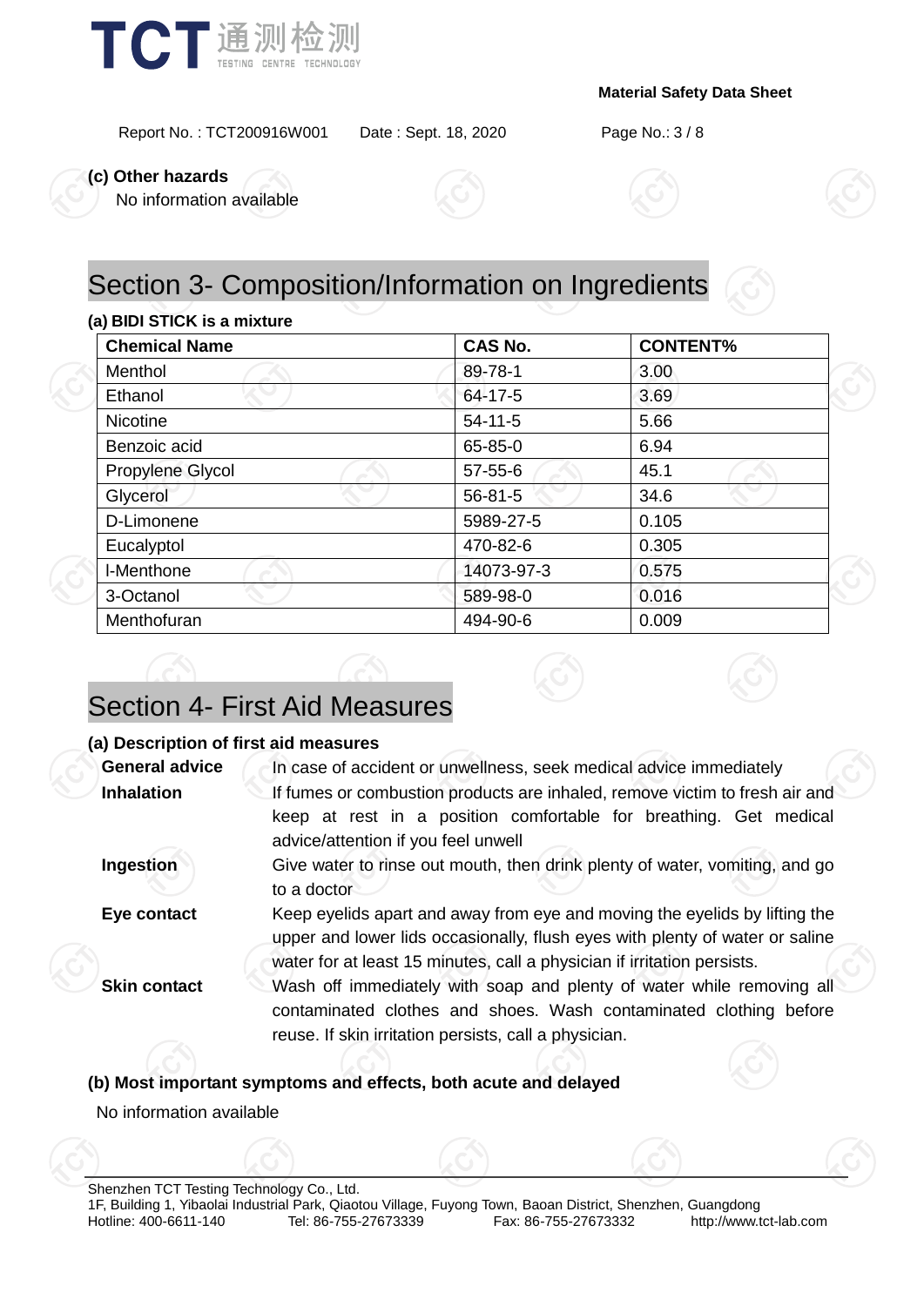**(c) Other hazards**

No information available

# Section 3- Composition/Information on Ingredients

**(a) BIDI STICK is a mixture**

| Chemical Name | CAS No. | CONTENT% |
|---|---|---|
| Menthol | 89-78-1 | 3.00 |
| Ethanol | 64-17-5 | 3.69 |
| Nicotine | 54-11-5 | 5.66 |
| Benzoic acid | 65-85-0 | 6.94 |
| Propylene Glycol | 57-55-6 | 45.1 |
| Glycerol | 56-81-5 | 34.6 |
| D-Limonene | 5989-27-5 | 0.105 |
| Eucalyptol | 470-82-6 | 0.305 |
| l-Menthone | 14073-97-3 | 0.575 |
| 3-Octanol | 589-98-0 | 0.016 |
| Menthofuran | 494-90-6 | 0.009 |

# Section 4- First Aid Measures

**(a) Description of first aid measures**

**General advice** In case of accident or unwellness, seek medical advice immediately

**Inhalation** If fumes or combustion products are inhaled, remove victim to fresh air and keep at rest in a position comfortable for breathing. Get medical advice/attention if you feel unwell

**Ingestion** Give water to rinse out mouth, then drink plenty of water, vomiting, and go to a doctor

**Eye contact** Keep eyelids apart and away from eye and moving the eyelids by lifting the upper and lower lids occasionally, flush eyes with plenty of water or saline water for at least 15 minutes, call a physician if irritation persists.

**Skin contact** Wash off immediately with soap and plenty of water while removing all contaminated clothes and shoes. Wash contaminated clothing before reuse. If skin irritation persists, call a physician.

**(b) Most important symptoms and effects, both acute and delayed**

No information available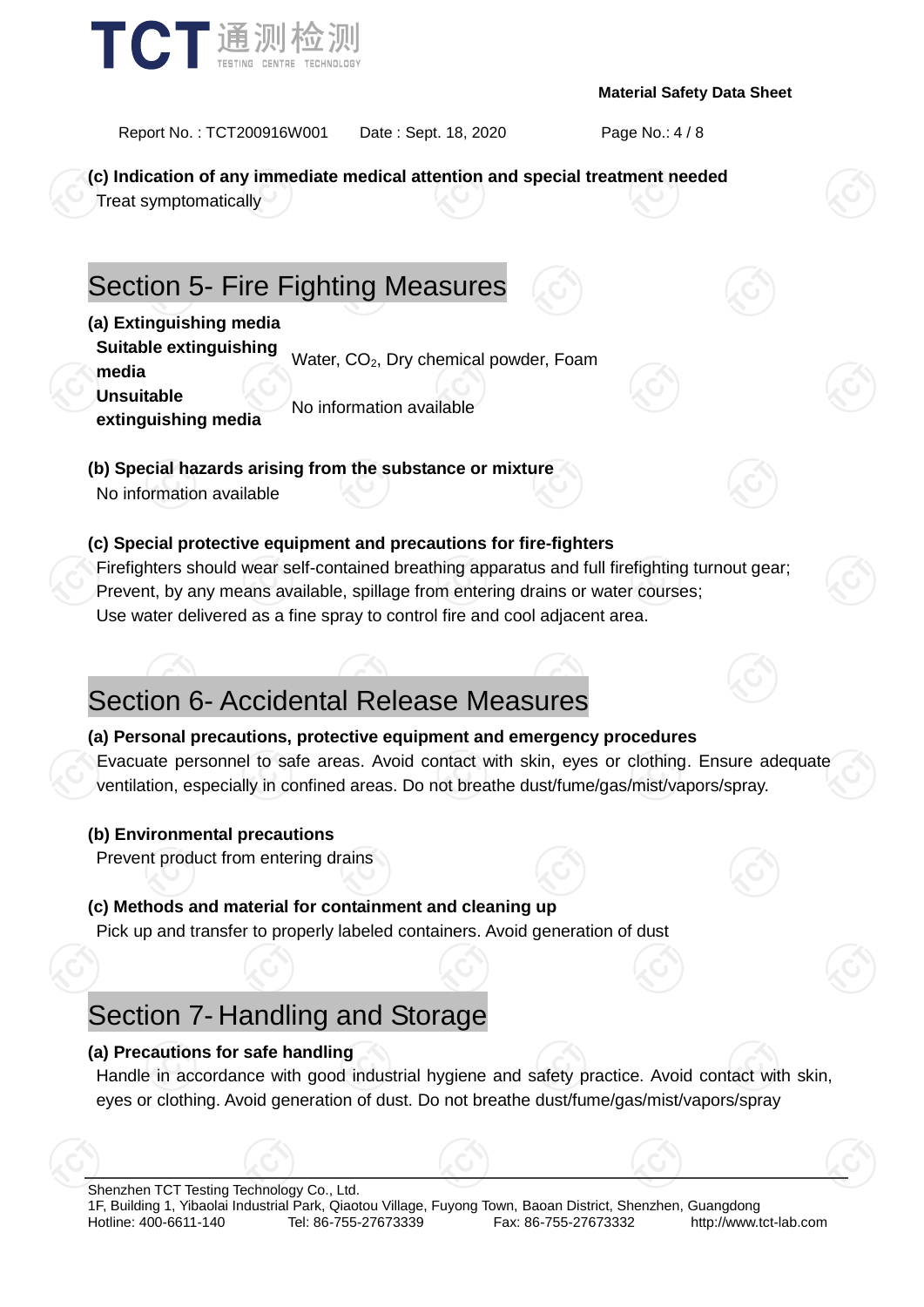**(c) Indication of any immediate medical attention and special treatment needed**

Treat symptomatically

## Section 5- Fire Fighting Measures

**(a) Extinguishing media**

| | |
|---|---|
| **Suitable extinguishing media** | Water, $CO_2$, Dry chemical powder, Foam |
| **Unsuitable extinguishing media** | No information available |

**(b) Special hazards arising from the substance or mixture**

No information available

**(c) Special protective equipment and precautions for fire-fighters**

Firefighters should wear self-contained breathing apparatus and full firefighting turnout gear;
Prevent, by any means available, spillage from entering drains or water courses;
Use water delivered as a fine spray to control fire and cool adjacent area.

## Section 6- Accidental Release Measures

**(a) Personal precautions, protective equipment and emergency procedures**

Evacuate personnel to safe areas. Avoid contact with skin, eyes or clothing. Ensure adequate ventilation, especially in confined areas. Do not breathe dust/fume/gas/mist/vapors/spray.

**(b) Environmental precautions**

Prevent product from entering drains

**(c) Methods and material for containment and cleaning up**

Pick up and transfer to properly labeled containers. Avoid generation of dust

## Section 7- Handling and Storage

**(a) Precautions for safe handling**

Handle in accordance with good industrial hygiene and safety practice. Avoid contact with skin, eyes or clothing. Avoid generation of dust. Do not breathe dust/fume/gas/mist/vapors/spray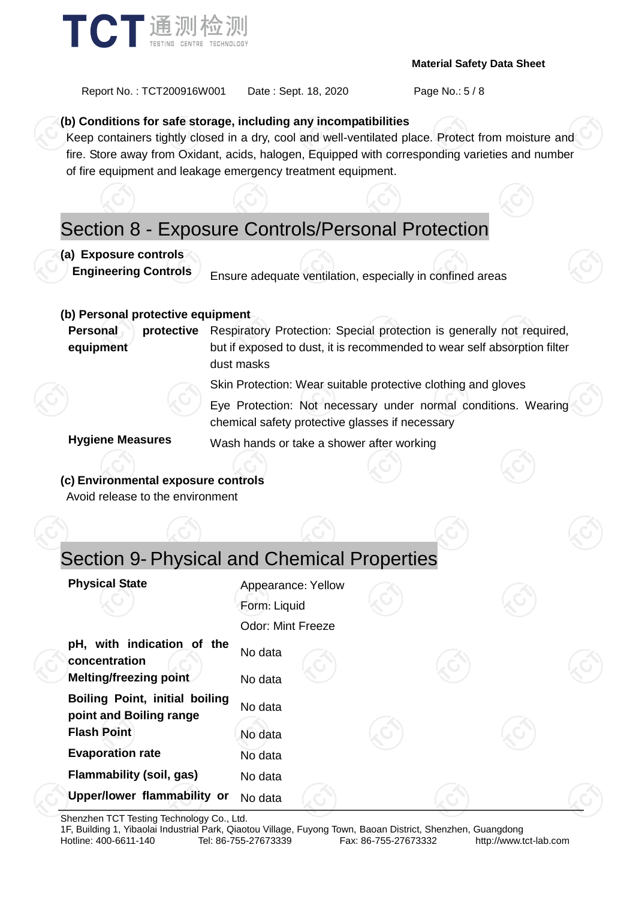**(b) Conditions for safe storage, including any incompatibilities**

Keep containers tightly closed in a dry, cool and well-ventilated place. Protect from moisture and fire. Store away from Oxidant, acids, halogen, Equipped with corresponding varieties and number of fire equipment and leakage emergency treatment equipment.

## Section 8 - Exposure Controls/Personal Protection

**(a) Exposure controls**

| | |
|---|---|
| **Engineering Controls** | Ensure adequate ventilation, especially in confined areas |

**(b) Personal protective equipment**

| | |
|---|---|
| **Personal protective equipment** | Respiratory Protection: Special protection is generally not required, but if exposed to dust, it is recommended to wear self absorption filter dust masks |
| | Skin Protection: Wear suitable protective clothing and gloves |
| | Eye Protection: Not necessary under normal conditions. Wearing chemical safety protective glasses if necessary |
| **Hygiene Measures** | Wash hands or take a shower after working |

**(c) Environmental exposure controls**

Avoid release to the environment

## Section 9- Physical and Chemical Properties

| | |
|---|---|
| **Physical State** | Appearance: Yellow<br>Form: Liquid<br>Odor: Mint Freeze |
| **pH, with indication of the concentration** | No data |
| **Melting/freezing point** | No data |
| **Boiling Point, initial boiling point and Boiling range** | No data |
| **Flash Point** | No data |
| **Evaporation rate** | No data |
| **Flammability (soil, gas)** | No data |
| **Upper/lower flammability or** | No data |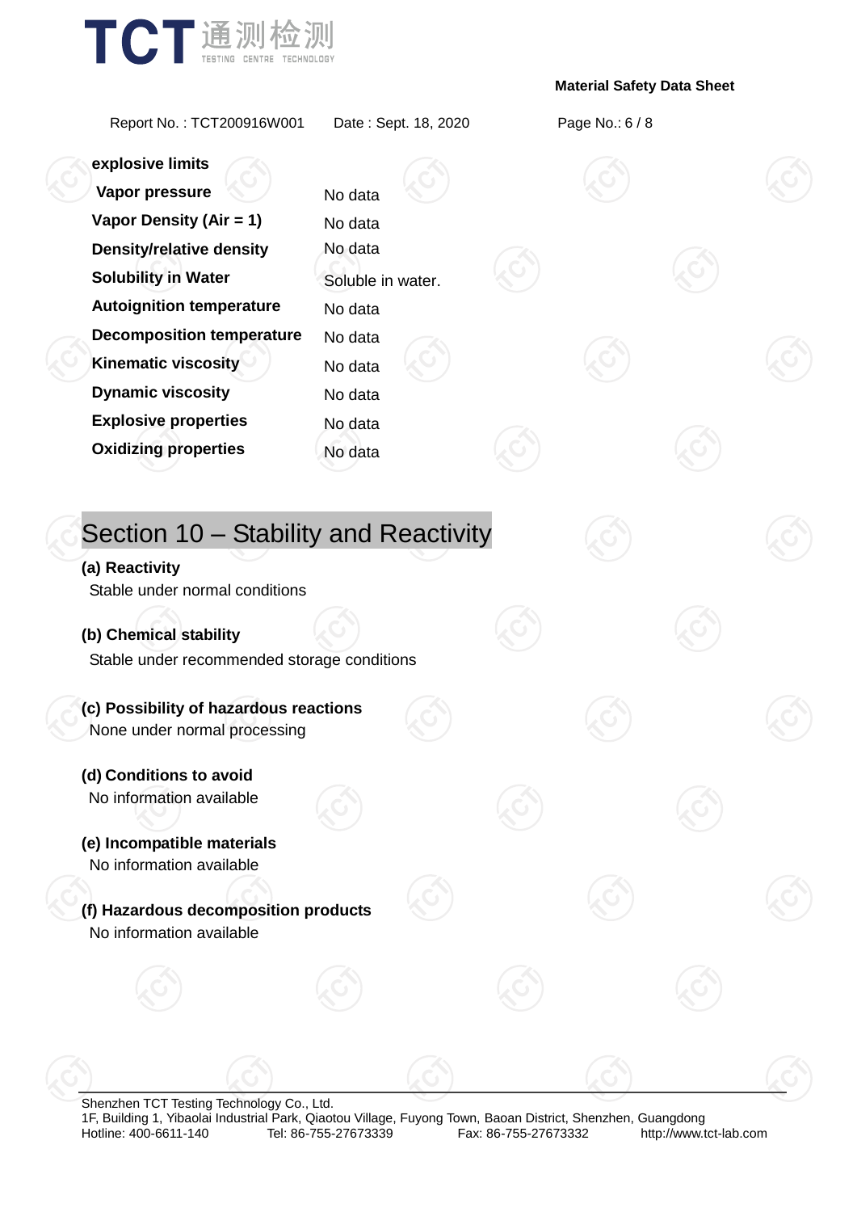| | |
|---|---|
| **explosive limits** | |
| **Vapor pressure** | No data |
| **Vapor Density (Air = 1)** | No data |
| **Density/relative density** | No data |
| **Solubility in Water** | Soluble in water. |
| **Autoignition temperature** | No data |
| **Decomposition temperature** | No data |
| **Kinematic viscosity** | No data |
| **Dynamic viscosity** | No data |
| **Explosive properties** | No data |
| **Oxidizing properties** | No data |

## Section 10 – Stability and Reactivity

**(a) Reactivity**

Stable under normal conditions

**(b) Chemical stability**

Stable under recommended storage conditions

**(c) Possibility of hazardous reactions**

None under normal processing

**(d) Conditions to avoid**

No information available

**(e) Incompatible materials**

No information available

**(f) Hazardous decomposition products**

No information available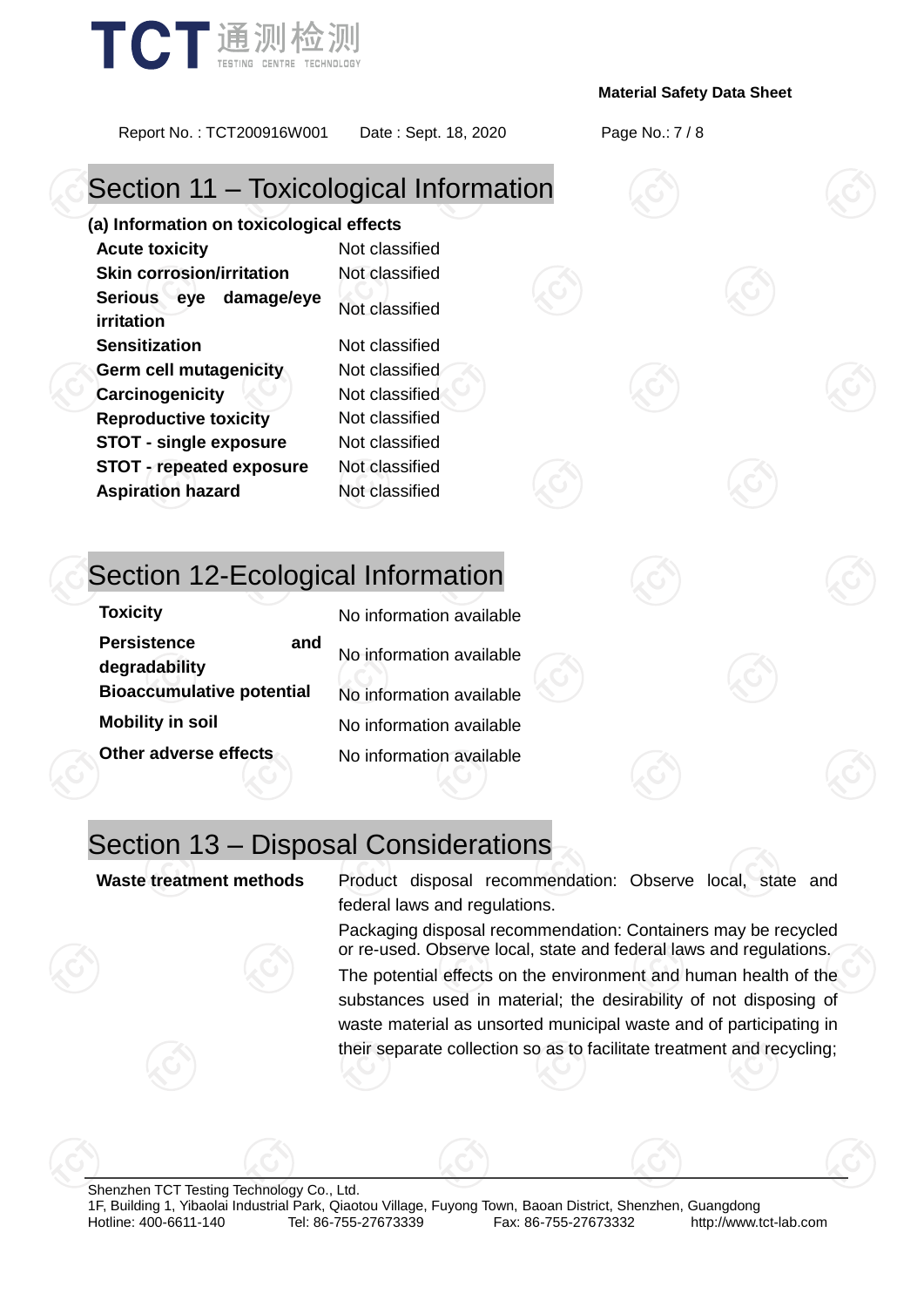## Section 11 – Toxicological Information

**(a) Information on toxicological effects**

| | |
|---|---|
| **Acute toxicity** | Not classified |
| **Skin corrosion/irritation** | Not classified |
| **Serious eye damage/eye irritation** | Not classified |
| **Sensitization** | Not classified |
| **Germ cell mutagenicity** | Not classified |
| **Carcinogenicity** | Not classified |
| **Reproductive toxicity** | Not classified |
| **STOT - single exposure** | Not classified |
| **STOT - repeated exposure** | Not classified |
| **Aspiration hazard** | Not classified |

## Section 12-Ecological Information

| | |
|---|---|
| **Toxicity** | No information available |
| **Persistence and degradability** | No information available |
| **Bioaccumulative potential** | No information available |
| **Mobility in soil** | No information available |
| **Other adverse effects** | No information available |

## Section 13 – Disposal Considerations

**Waste treatment methods**

Product disposal recommendation: Observe local, state and federal laws and regulations.

Packaging disposal recommendation: Containers may be recycled or re-used. Observe local, state and federal laws and regulations.

The potential effects on the environment and human health of the substances used in material; the desirability of not disposing of waste material as unsorted municipal waste and of participating in their separate collection so as to facilitate treatment and recycling;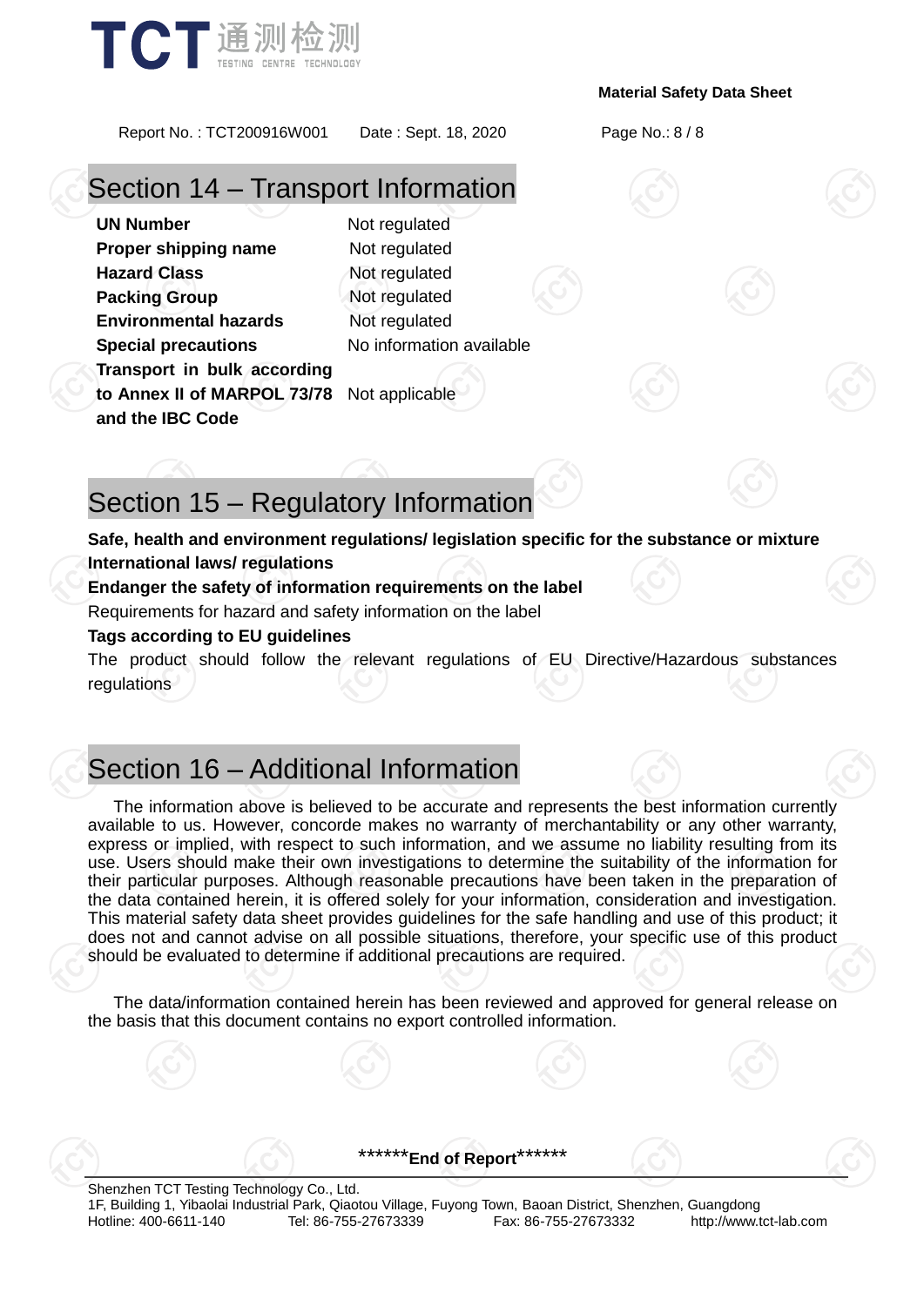## Section 14 – Transport Information

| | |
|---|---|
| **UN Number** | Not regulated |
| **Proper shipping name** | Not regulated |
| **Hazard Class** | Not regulated |
| **Packing Group** | Not regulated |
| **Environmental hazards** | Not regulated |
| **Special precautions** | No information available |
| **Transport in bulk according to Annex II of MARPOL 73/78 and the IBC Code** | Not applicable |

## Section 15 – Regulatory Information

**Safe, health and environment regulations/ legislation specific for the substance or mixture**

**International laws/ regulations**

**Endanger the safety of information requirements on the label**

Requirements for hazard and safety information on the label

**Tags according to EU guidelines**

The product should follow the relevant regulations of EU Directive/Hazardous substances regulations

## Section 16 – Additional Information

The information above is believed to be accurate and represents the best information currently available to us. However, concorde makes no warranty of merchantability or any other warranty, express or implied, with respect to such information, and we assume no liability resulting from its use. Users should make their own investigations to determine the suitability of the information for their particular purposes. Although reasonable precautions have been taken in the preparation of the data contained herein, it is offered solely for your information, consideration and investigation. This material safety data sheet provides guidelines for the safe handling and use of this product; it does not and cannot advise on all possible situations, therefore, your specific use of this product should be evaluated to determine if additional precautions are required.

The data/information contained herein has been reviewed and approved for general release on the basis that this document contains no export controlled information.

******End of Report******